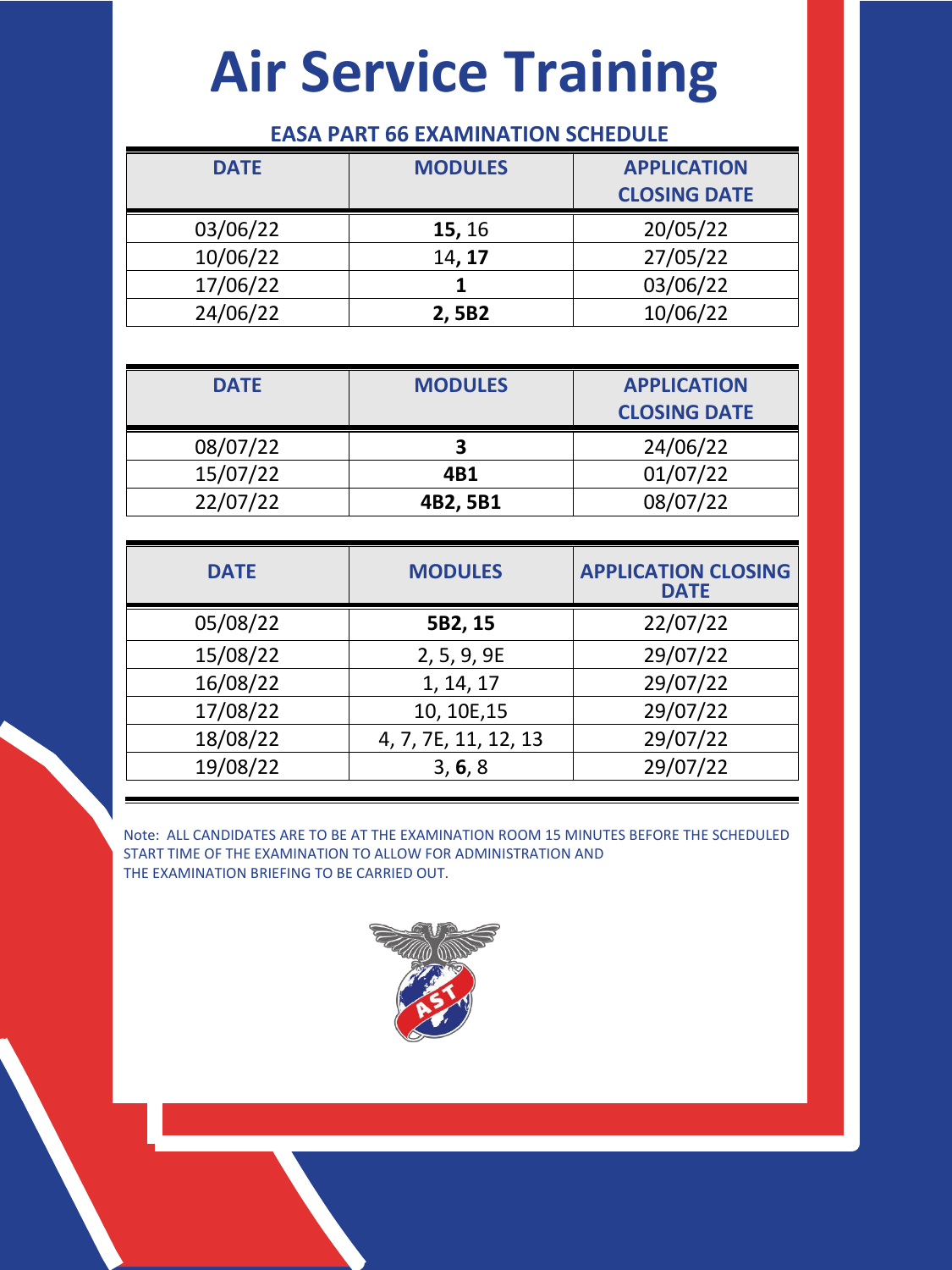# Air Service Training

## EASA PART 66 EXAMINATION SCHEDULE

| DATE | MODULES | APPLICATION CLOSING DATE |
|---|---|---|
| 03/06/22 | **15,** 16 | 20/05/22 |
| 10/06/22 | 14**, 17** | 27/05/22 |
| 17/06/22 | **1** | 03/06/22 |
| 24/06/22 | **2, 5B2** | 10/06/22 |

| DATE | MODULES | APPLICATION CLOSING DATE |
|---|---|---|
| 08/07/22 | **3** | 24/06/22 |
| 15/07/22 | **4B1** | 01/07/22 |
| 22/07/22 | **4B2, 5B1** | 08/07/22 |

| DATE | MODULES | APPLICATION CLOSING DATE |
|---|---|---|
| 05/08/22 | **5B2, 15** | 22/07/22 |
| 15/08/22 | 2, 5, 9, 9E | 29/07/22 |
| 16/08/22 | 1, 14, 17 | 29/07/22 |
| 17/08/22 | 10, 10E,15 | 29/07/22 |
| 18/08/22 | 4, 7, 7E, 11, 12, 13 | 29/07/22 |
| 19/08/22 | 3, **6**, 8 | 29/07/22 |

Note: ALL CANDIDATES ARE TO BE AT THE EXAMINATION ROOM 15 MINUTES BEFORE THE SCHEDULED START TIME OF THE EXAMINATION TO ALLOW FOR ADMINISTRATION AND THE EXAMINATION BRIEFING TO BE CARRIED OUT.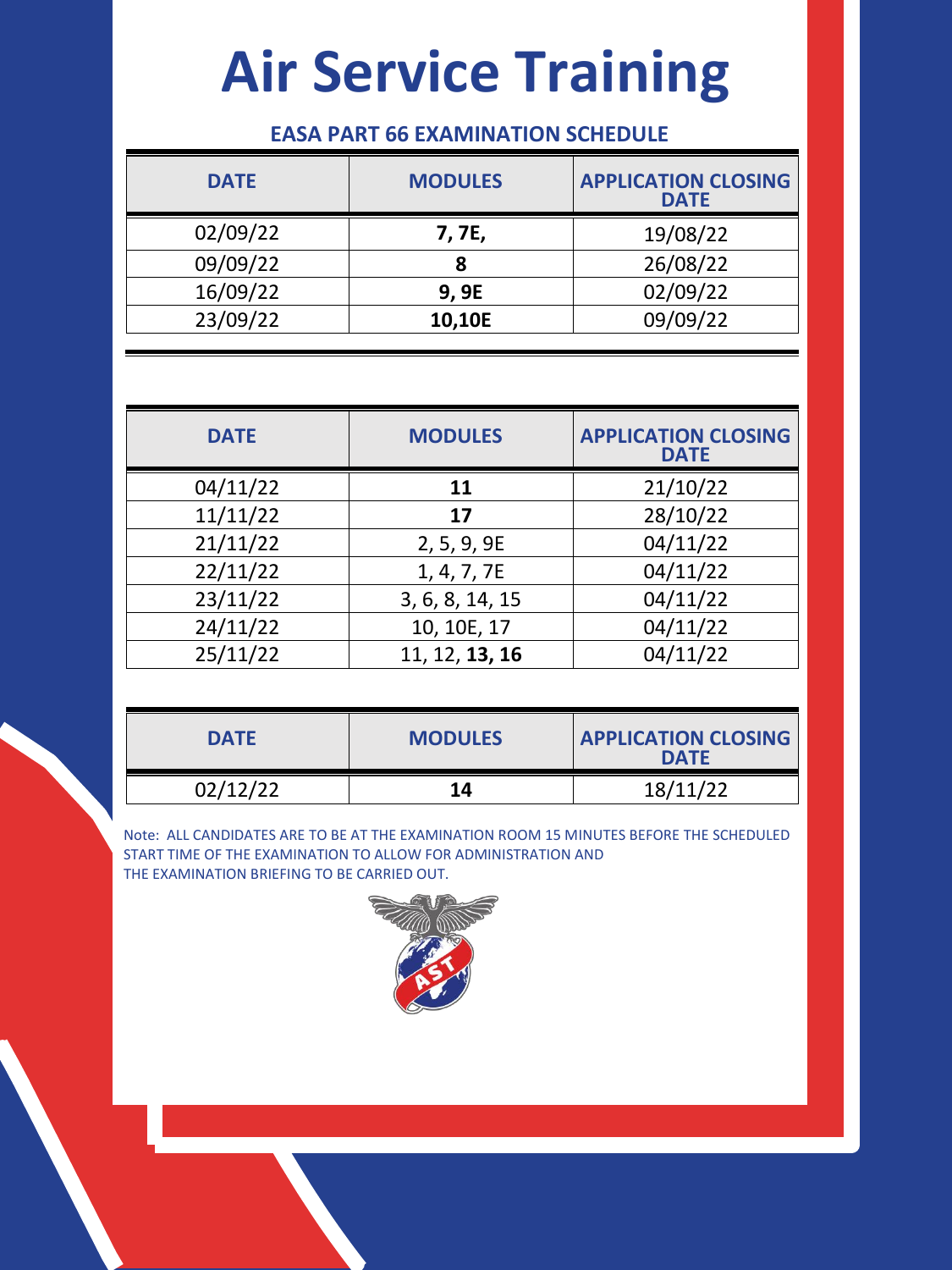# Air Service Training

## EASA PART 66 EXAMINATION SCHEDULE

| DATE | MODULES | APPLICATION CLOSING DATE |
|---|---|---|
| 02/09/22 | **7, 7E,** | 19/08/22 |
| 09/09/22 | **8** | 26/08/22 |
| 16/09/22 | **9, 9E** | 02/09/22 |
| 23/09/22 | **10,10E** | 09/09/22 |

| DATE | MODULES | APPLICATION CLOSING DATE |
|---|---|---|
| 04/11/22 | **11** | 21/10/22 |
| 11/11/22 | **17** | 28/10/22 |
| 21/11/22 | 2, 5, 9, 9E | 04/11/22 |
| 22/11/22 | 1, 4, 7, 7E | 04/11/22 |
| 23/11/22 | 3, 6, 8, 14, 15 | 04/11/22 |
| 24/11/22 | 10, 10E, 17 | 04/11/22 |
| 25/11/22 | 11, 12, **13, 16** | 04/11/22 |

| DATE | MODULES | APPLICATION CLOSING DATE |
|---|---|---|
| 02/12/22 | **14** | 18/11/22 |

Note: ALL CANDIDATES ARE TO BE AT THE EXAMINATION ROOM 15 MINUTES BEFORE THE SCHEDULED START TIME OF THE EXAMINATION TO ALLOW FOR ADMINISTRATION AND THE EXAMINATION BRIEFING TO BE CARRIED OUT.